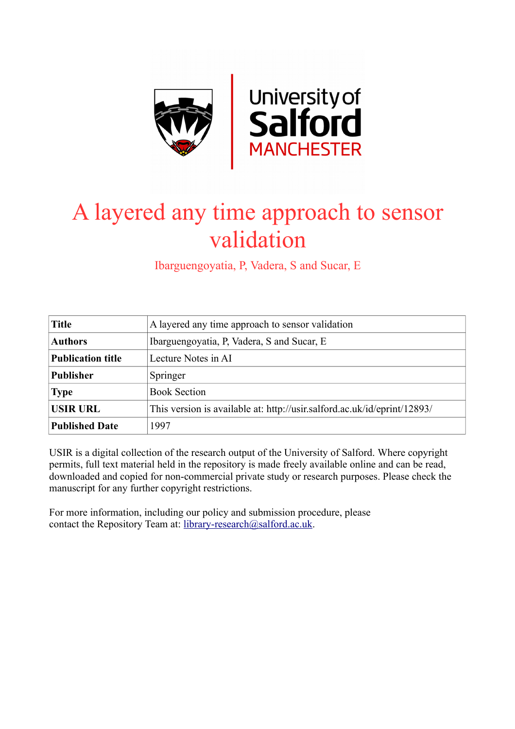# A layered any time approach to sensor validation

Ibarguengoyatia, P, Vadera, S and Sucar, E

| | |
|---|---|
| **Title** | A layered any time approach to sensor validation |
| **Authors** | Ibarguengoyatia, P, Vadera, S and Sucar, E |
| **Publication title** | Lecture Notes in AI |
| **Publisher** | Springer |
| **Type** | Book Section |
| **USIR URL** | This version is available at: http://usir.salford.ac.uk/id/eprint/12893/ |
| **Published Date** | 1997 |

USIR is a digital collection of the research output of the University of Salford. Where copyright permits, full text material held in the repository is made freely available online and can be read, downloaded and copied for non-commercial private study or research purposes. Please check the manuscript for any further copyright restrictions.

For more information, including our policy and submission procedure, please contact the Repository Team at: library-research@salford.ac.uk.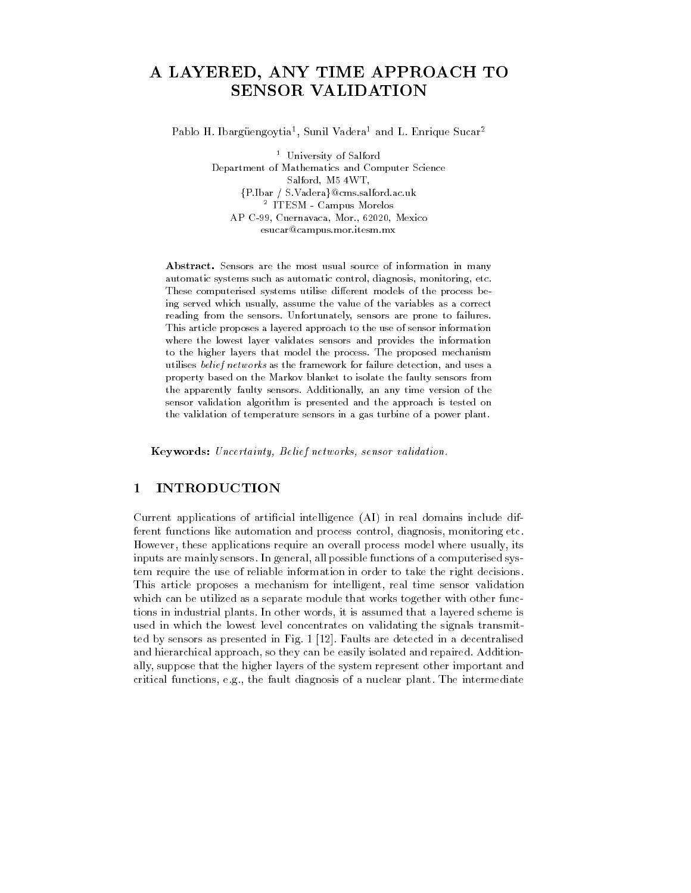# A LAYERED, ANY TIME APPROACH TO SENSOR VALIDATION

Pablo H. Ibargüengoytia[1], Sunil Vadera[1] and L. Enrique Sucar[2]

[1] University of Salford
Department of Mathematics and Computer Science
Salford, M5 4WT,
{P.Ibar / S.Vadera}@cms.salford.ac.uk
[2] ITESM - Campus Morelos
AP C-99, Cuernavaca, Mor., 62020, Mexico
esucar@campus.mor.itesm.mx

**Abstract.** Sensors are the most usual source of information in many automatic systems such as automatic control, diagnosis, monitoring, etc. These computerised systems utilise different models of the process being served which usually, assume the value of the variables as a correct reading from the sensors. Unfortunately, sensors are prone to failures. This article proposes a layered approach to the use of sensor information where the lowest layer validates sensors and provides the information to the higher layers that model the process. The proposed mechanism utilises *belief networks* as the framework for failure detection, and uses a property based on the Markov blanket to isolate the faulty sensors from the apparently faulty sensors. Additionally, an any time version of the sensor validation algorithm is presented and the approach is tested on the validation of temperature sensors in a gas turbine of a power plant.

**Keywords:** *Uncertainty, Belief networks, sensor validation.*

## 1 INTRODUCTION

Current applications of artificial intelligence (AI) in real domains include different functions like automation and process control, diagnosis, monitoring etc. However, these applications require an overall process model where usually, its inputs are mainly sensors. In general, all possible functions of a computerised system require the use of reliable information in order to take the right decisions. This article proposes a mechanism for intelligent, real time sensor validation which can be utilized as a separate module that works together with other functions in industrial plants. In other words, it is assumed that a layered scheme is used in which the lowest level concentrates on validating the signals transmitted by sensors as presented in Fig. 1 [12]. Faults are detected in a decentralised and hierarchical approach, so they can be easily isolated and repaired. Additionally, suppose that the higher layers of the system represent other important and critical functions, e.g., the fault diagnosis of a nuclear plant. The intermediate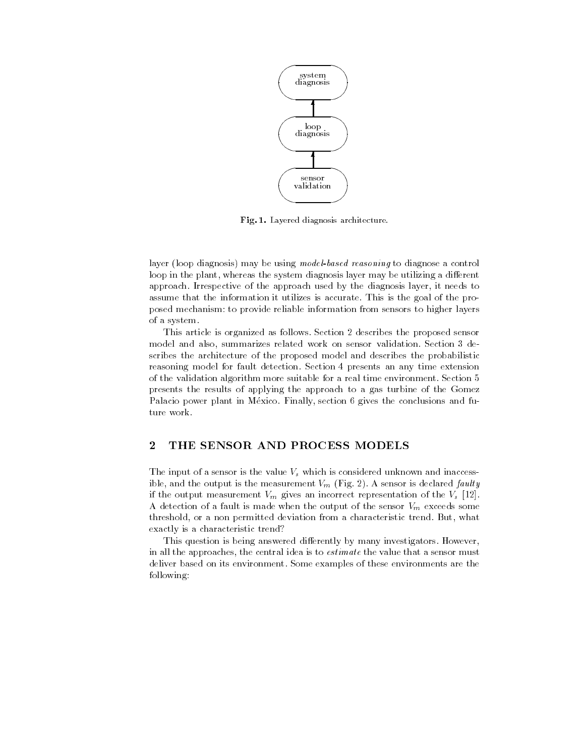Fig. 1. Layered diagnosis architecture.

layer (loop diagnosis) may be using *model-based reasoning* to diagnose a control loop in the plant, whereas the system diagnosis layer may be utilizing a different approach. Irrespective of the approach used by the diagnosis layer, it needs to assume that the information it utilizes is accurate. This is the goal of the proposed mechanism: to provide reliable information from sensors to higher layers of a system.

This article is organized as follows. Section 2 describes the proposed sensor model and also, summarizes related work on sensor validation. Section 3 describes the architecture of the proposed model and describes the probabilistic reasoning model for fault detection. Section 4 presents an any time extension of the validation algorithm more suitable for a real time environment. Section 5 presents the results of applying the approach to a gas turbine of the Gomez Palacio power plant in México. Finally, section 6 gives the conclusions and future work.

## 2 THE SENSOR AND PROCESS MODELS

The input of a sensor is the value $V_s$ which is considered unknown and inaccessible, and the output is the measurement $V_m$ (Fig. 2). A sensor is declared *faulty* if the output measurement $V_m$ gives an incorrect representation of the $V_s$ [12]. A detection of a fault is made when the output of the sensor $V_m$ exceeds some threshold, or a non permitted deviation from a characteristic trend. But, what exactly is a characteristic trend?

This question is being answered differently by many investigators. However, in all the approaches, the central idea is to *estimate* the value that a sensor must deliver based on its environment. Some examples of these environments are the following: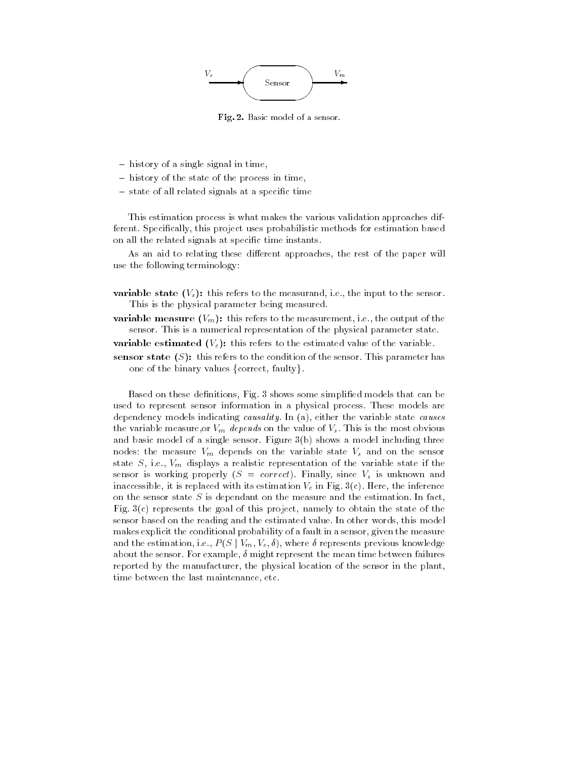Fig. 2. Basic model of a sensor.

- history of a single signal in time,
- history of the state of the process in time,
- state of all related signals at a specific time

This estimation process is what makes the various validation approaches different. Specifically, this project uses probabilistic methods for estimation based on all the related signals at specific time instants.

As an aid to relating these different approaches, the rest of the paper will use the following terminology:

**variable state ($V_s$):** this refers to the measurand, i.e., the input to the sensor. This is the physical parameter being measured.

**variable measure ($V_m$):** this refers to the measurement, i.e., the output of the sensor. This is a numerical representation of the physical parameter state.

**variable estimated ($V_e$):** this refers to the estimated value of the variable.

**sensor state ($S$):** this refers to the condition of the sensor. This parameter has one of the binary values {correct, faulty}.

Based on these definitions, Fig. 3 shows some simplified models that can be used to represent sensor information in a physical process. These models are dependency models indicating *causality*. In (a), either the variable state *causes* the variable measure,or $V_m$ *depends* on the value of $V_s$. This is the most obvious and basic model of a single sensor. Figure 3(b) shows a model including three nodes: the measure $V_m$ depends on the variable state $V_s$ and on the sensor state $S$, i.e., $V_m$ displays a realistic representation of the variable state if the sensor is working properly ($S$ = *correct*). Finally, since $V_s$ is unknown and inaccessible, it is replaced with its estimation $V_e$ in Fig. 3(c). Here, the inference on the sensor state $S$ is dependant on the measure and the estimation. In fact, Fig. 3(c) represents the goal of this project, namely to obtain the state of the sensor based on the reading and the estimated value. In other words, this model makes explicit the conditional probability of a fault in a sensor, given the measure and the estimation, i.e., $P(S \mid V_m, V_e, \delta)$, where $\delta$ represents previous knowledge about the sensor. For example, $\delta$ might represent the mean time between failures reported by the manufacturer, the physical location of the sensor in the plant, time between the last maintenance, etc.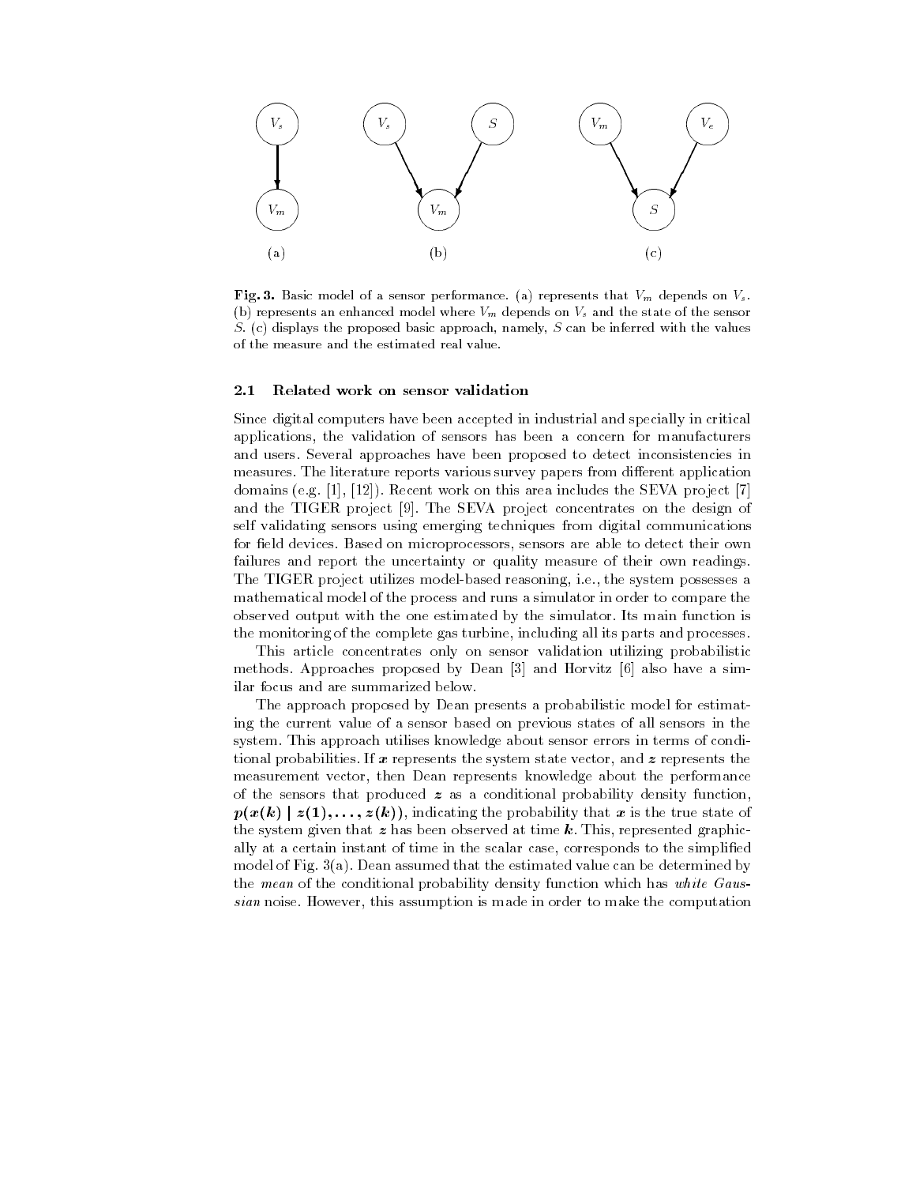**Fig. 3.** Basic model of a sensor performance. (a) represents that $V_m$ depends on $V_s$. (b) represents an enhanced model where $V_m$ depends on $V_s$ and the state of the sensor $S$. (c) displays the proposed basic approach, namely, $S$ can be inferred with the values of the measure and the estimated real value.

### 2.1 Related work on sensor validation

Since digital computers have been accepted in industrial and specially in critical applications, the validation of sensors has been a concern for manufacturers and users. Several approaches have been proposed to detect inconsistencies in measures. The literature reports various survey papers from different application domains (e.g. [1], [12]). Recent work on this area includes the SEVA project [7] and the TIGER project [9]. The SEVA project concentrates on the design of self validating sensors using emerging techniques from digital communications for field devices. Based on microprocessors, sensors are able to detect their own failures and report the uncertainty or quality measure of their own readings. The TIGER project utilizes model-based reasoning, i.e., the system possesses a mathematical model of the process and runs a simulator in order to compare the observed output with the one estimated by the simulator. Its main function is the monitoring of the complete gas turbine, including all its parts and processes.

This article concentrates only on sensor validation utilizing probabilistic methods. Approaches proposed by Dean [3] and Horvitz [6] also have a similar focus and are summarized below.

The approach proposed by Dean presents a probabilistic model for estimating the current value of a sensor based on previous states of all sensors in the system. This approach utilises knowledge about sensor errors in terms of conditional probabilities. If $\boldsymbol{x}$ represents the system state vector, and $\boldsymbol{z}$ represents the measurement vector, then Dean represents knowledge about the performance of the sensors that produced $\boldsymbol{z}$ as a conditional probability density function, $\boldsymbol{p}(\boldsymbol{x}(\boldsymbol{k}) \mid \boldsymbol{z}(\boldsymbol{1}), \ldots, \boldsymbol{z}(\boldsymbol{k}))$, indicating the probability that $\boldsymbol{x}$ is the true state of the system given that $\boldsymbol{z}$ has been observed at time $\boldsymbol{k}$. This, represented graphically at a certain instant of time in the scalar case, corresponds to the simplified model of Fig. 3(a). Dean assumed that the estimated value can be determined by the *mean* of the conditional probability density function which has *white Gaussian* noise. However, this assumption is made in order to make the computation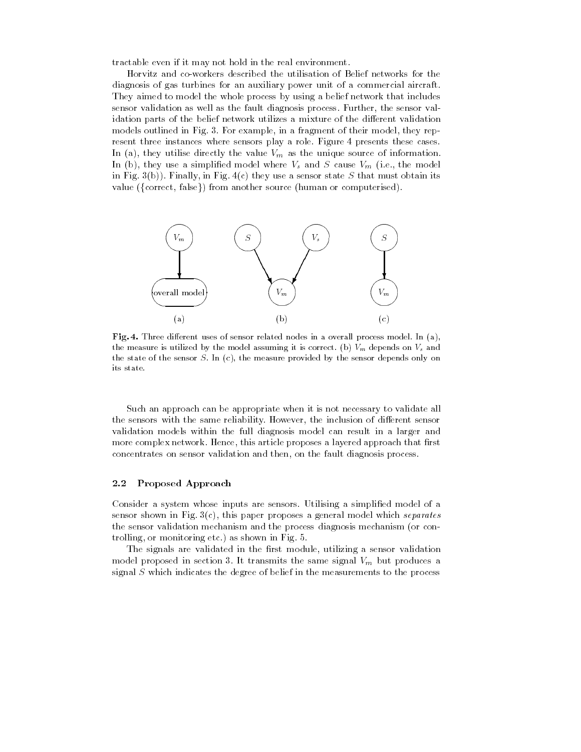tractable even if it may not hold in the real environment.

Horvitz and co-workers described the utilisation of Belief networks for the diagnosis of gas turbines for an auxiliary power unit of a commercial aircraft. They aimed to model the whole process by using a belief network that includes sensor validation as well as the fault diagnosis process. Further, the sensor validation parts of the belief network utilizes a mixture of the different validation models outlined in Fig. 3. For example, in a fragment of their model, they represent three instances where sensors play a role. Figure 4 presents these cases. In (a), they utilise directly the value $V_m$ as the unique source of information. In (b), they use a simplified model where $V_s$ and $S$ cause $V_m$ (i.e., the model in Fig. 3(b)). Finally, in Fig. 4(c) they use a sensor state $S$ that must obtain its value ({correct, false}) from another source (human or computerised).

**Fig. 4.** Three different uses of sensor related nodes in a overall process model. In (a), the measure is utilized by the model assuming it is correct. (b) $V_m$ depends on $V_s$ and the state of the sensor $S$. In (c), the measure provided by the sensor depends only on its state.

Such an approach can be appropriate when it is not necessary to validate all the sensors with the same reliability. However, the inclusion of different sensor validation models within the full diagnosis model can result in a larger and more complex network. Hence, this article proposes a layered approach that first concentrates on sensor validation and then, on the fault diagnosis process.

### 2.2 Proposed Approach

Consider a system whose inputs are sensors. Utilising a simplified model of a sensor shown in Fig. 3(c), this paper proposes a general model which *separates* the sensor validation mechanism and the process diagnosis mechanism (or controlling, or monitoring etc.) as shown in Fig. 5.

The signals are validated in the first module, utilizing a sensor validation model proposed in section 3. It transmits the same signal $V_m$ but produces a signal $S$ which indicates the degree of belief in the measurements to the process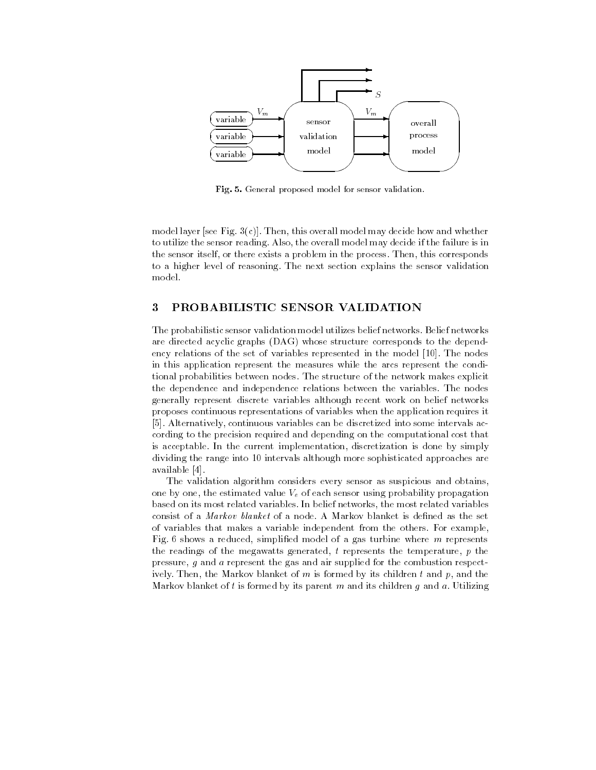Fig. 5. General proposed model for sensor validation.

model layer [see Fig. 3(c)]. Then, this overall model may decide how and whether to utilize the sensor reading. Also, the overall model may decide if the failure is in the sensor itself, or there exists a problem in the process. Then, this corresponds to a higher level of reasoning. The next section explains the sensor validation model.

## 3 PROBABILISTIC SENSOR VALIDATION

The probabilistic sensor validation model utilizes belief networks. Belief networks are directed acyclic graphs (DAG) whose structure corresponds to the dependency relations of the set of variables represented in the model [10]. The nodes in this application represent the measures while the arcs represent the conditional probabilities between nodes. The structure of the network makes explicit the dependence and independence relations between the variables. The nodes generally represent discrete variables although recent work on belief networks proposes continuous representations of variables when the application requires it [5]. Alternatively, continuous variables can be discretized into some intervals according to the precision required and depending on the computational cost that is acceptable. In the current implementation, discretization is done by simply dividing the range into 10 intervals although more sophisticated approaches are available [4].

The validation algorithm considers every sensor as suspicious and obtains, one by one, the estimated value $V_e$ of each sensor using probability propagation based on its most related variables. In belief networks, the most related variables consist of a *Markov blanket* of a node. A Markov blanket is defined as the set of variables that makes a variable independent from the others. For example, Fig. 6 shows a reduced, simplified model of a gas turbine where $m$ represents the readings of the megawatts generated, $t$ represents the temperature, $p$ the pressure, $g$ and $a$ represent the gas and air supplied for the combustion respectively. Then, the Markov blanket of $m$ is formed by its children $t$ and $p$, and the Markov blanket of $t$ is formed by its parent $m$ and its children $g$ and $a$. Utilizing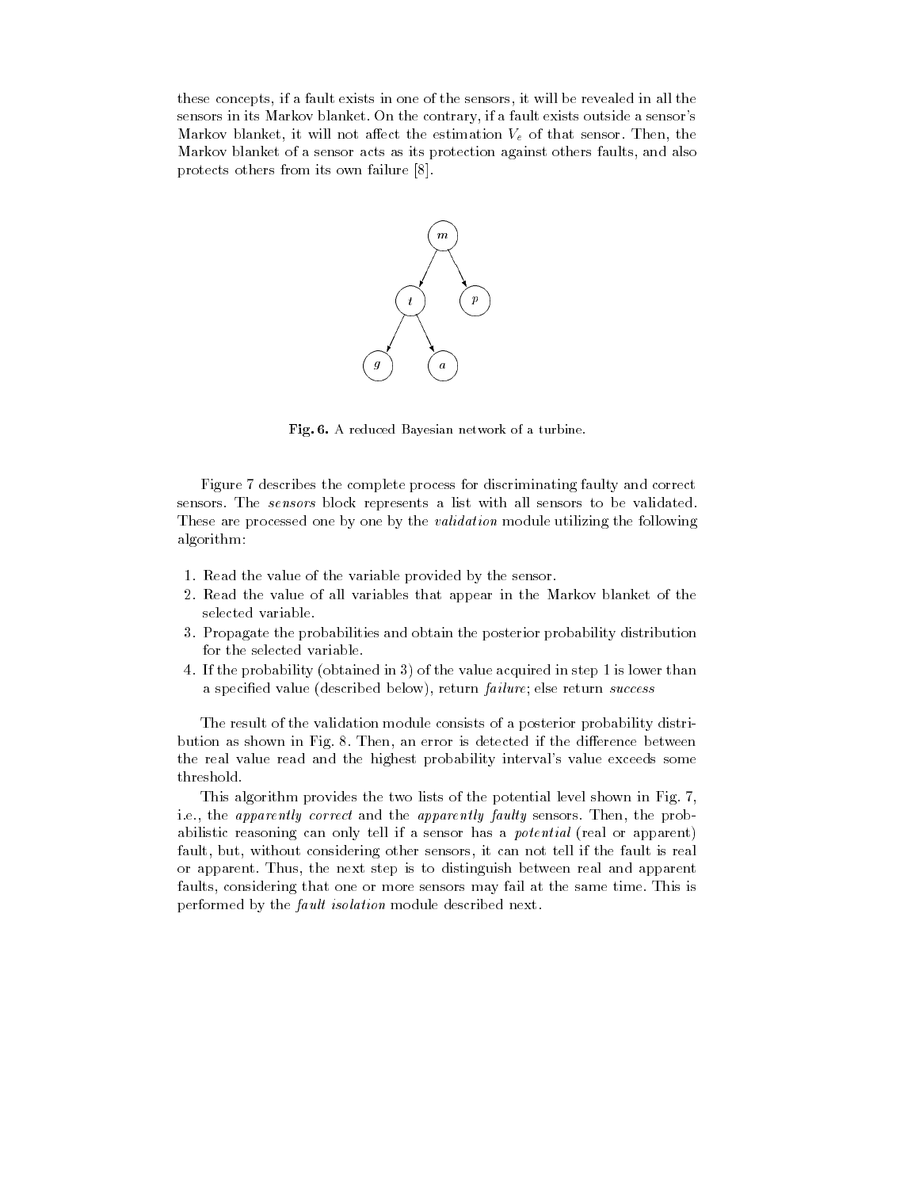these concepts, if a fault exists in one of the sensors, it will be revealed in all the sensors in its Markov blanket. On the contrary, if a fault exists outside a sensor's Markov blanket, it will not affect the estimation $V_e$ of that sensor. Then, the Markov blanket of a sensor acts as its protection against others faults, and also protects others from its own failure [8].

**Fig. 6.** A reduced Bayesian network of a turbine.

Figure 7 describes the complete process for discriminating faulty and correct sensors. The *sensors* block represents a list with all sensors to be validated. These are processed one by one by the *validation* module utilizing the following algorithm:

1. Read the value of the variable provided by the sensor.
2. Read the value of all variables that appear in the Markov blanket of the selected variable.
3. Propagate the probabilities and obtain the posterior probability distribution for the selected variable.
4. If the probability (obtained in 3) of the value acquired in step 1 is lower than a specified value (described below), return *failure*; else return *success*

The result of the validation module consists of a posterior probability distribution as shown in Fig. 8. Then, an error is detected if the difference between the real value read and the highest probability interval's value exceeds some threshold.

This algorithm provides the two lists of the potential level shown in Fig. 7, i.e., the *apparently correct* and the *apparently faulty* sensors. Then, the probabilistic reasoning can only tell if a sensor has a *potential* (real or apparent) fault, but, without considering other sensors, it can not tell if the fault is real or apparent. Thus, the next step is to distinguish between real and apparent faults, considering that one or more sensors may fail at the same time. This is performed by the *fault isolation* module described next.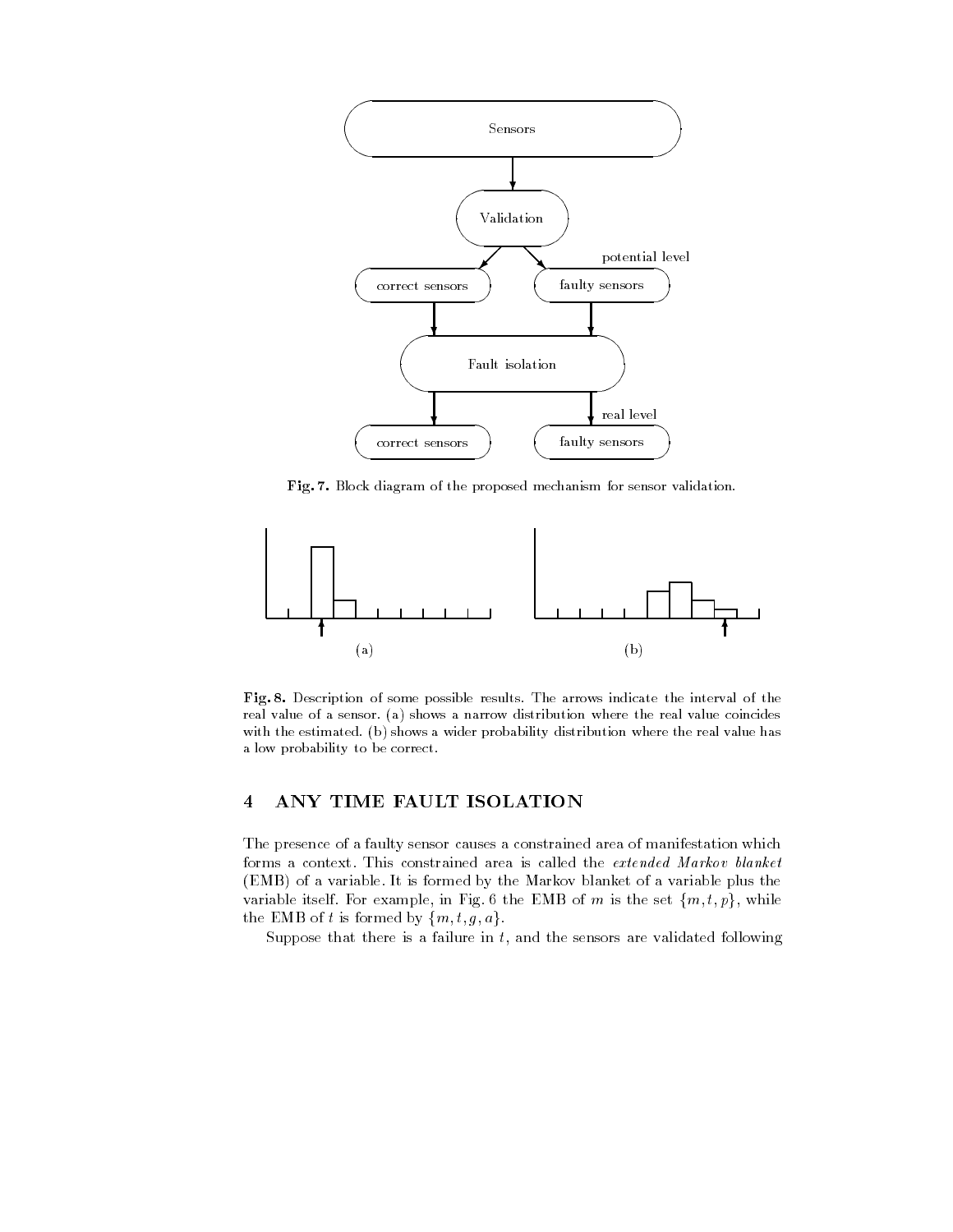Fig. 7. Block diagram of the proposed mechanism for sensor validation.

Fig. 8. Description of some possible results. The arrows indicate the interval of the real value of a sensor. (a) shows a narrow distribution where the real value coincides with the estimated. (b) shows a wider probability distribution where the real value has a low probability to be correct.

## 4 ANY TIME FAULT ISOLATION

The presence of a faulty sensor causes a constrained area of manifestation which forms a context. This constrained area is called the *extended Markov blanket* (EMB) of a variable. It is formed by the Markov blanket of a variable plus the variable itself. For example, in Fig. 6 the EMB of $m$ is the set $\{m, t, p\}$, while the EMB of $t$ is formed by $\{m, t, g, a\}$.

Suppose that there is a failure in $t$, and the sensors are validated following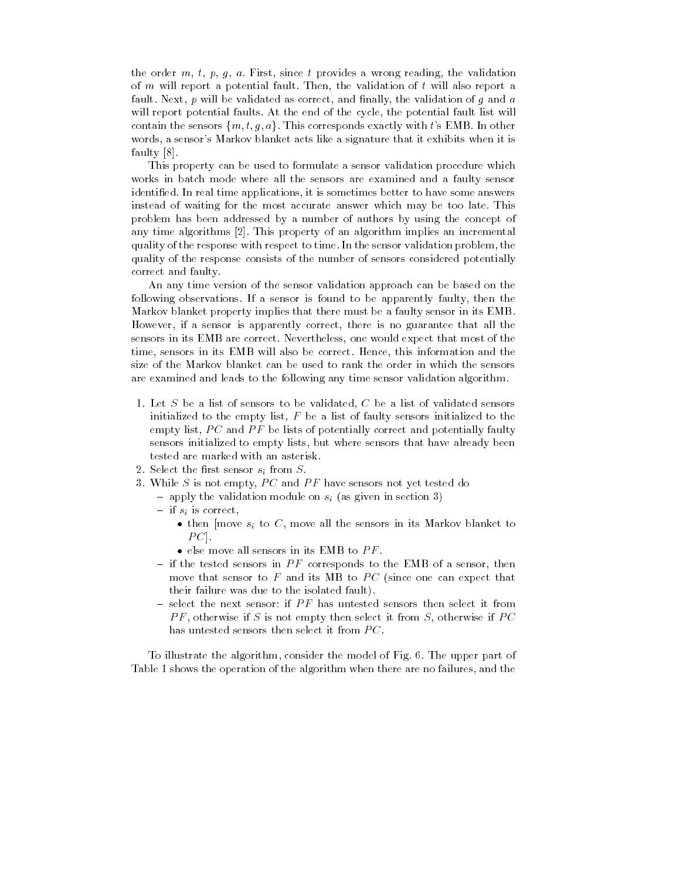the order $m$, $t$, $p$, $g$, $a$. First, since $t$ provides a wrong reading, the validation of $m$ will report a potential fault. Then, the validation of $t$ will also report a fault. Next, $p$ will be validated as correct, and finally, the validation of $g$ and $a$ will report potential faults. At the end of the cycle, the potential fault list will contain the sensors $\{m, t, g, a\}$. This corresponds exactly with $t$'s EMB. In other words, a sensor's Markov blanket acts like a signature that it exhibits when it is faulty [8].

This property can be used to formulate a sensor validation procedure which works in batch mode where all the sensors are examined and a faulty sensor identified. In real time applications, it is sometimes better to have some answers instead of waiting for the most accurate answer which may be too late. This problem has been addressed by a number of authors by using the concept of any time algorithms [2]. This property of an algorithm implies an incremental quality of the response with respect to time. In the sensor validation problem, the quality of the response consists of the number of sensors considered potentially correct and faulty.

An any time version of the sensor validation approach can be based on the following observations. If a sensor is found to be apparently faulty, then the Markov blanket property implies that there must be a faulty sensor in its EMB. However, if a sensor is apparently correct, there is no guarantee that all the sensors in its EMB are correct. Nevertheless, one would expect that most of the time, sensors in its EMB will also be correct. Hence, this information and the size of the Markov blanket can be used to rank the order in which the sensors are examined and leads to the following any time sensor validation algorithm.

1. Let $S$ be a list of sensors to be validated, $C$ be a list of validated sensors initialized to the empty list, $F$ be a list of faulty sensors initialized to the empty list, $PC$ and $PF$ be lists of potentially correct and potentially faulty sensors initialized to empty lists, but where sensors that have already been tested are marked with an asterisk.
2. Select the first sensor $s_i$ from $S$.
3. While $S$ is not empty, $PC$ and $PF$ have sensors not yet tested do
   - apply the validation module on $s_i$ (as given in section 3)
   - if $s_i$ is correct,
     - then [move $s_i$ to $C$, move all the sensors in its Markov blanket to $PC$].
     - else move all sensors in its EMB to $PF$.
   - if the tested sensors in $PF$ corresponds to the EMB of a sensor, then move that sensor to $F$ and its MB to $PC$ (since one can expect that their failure was due to the isolated fault).
   - select the next sensor: if $PF$ has untested sensors then select it from $PF$, otherwise if $S$ is not empty then select it from $S$, otherwise if $PC$ has untested sensors then select it from $PC$.

To illustrate the algorithm, consider the model of Fig. 6. The upper part of Table 1 shows the operation of the algorithm when there are no failures, and the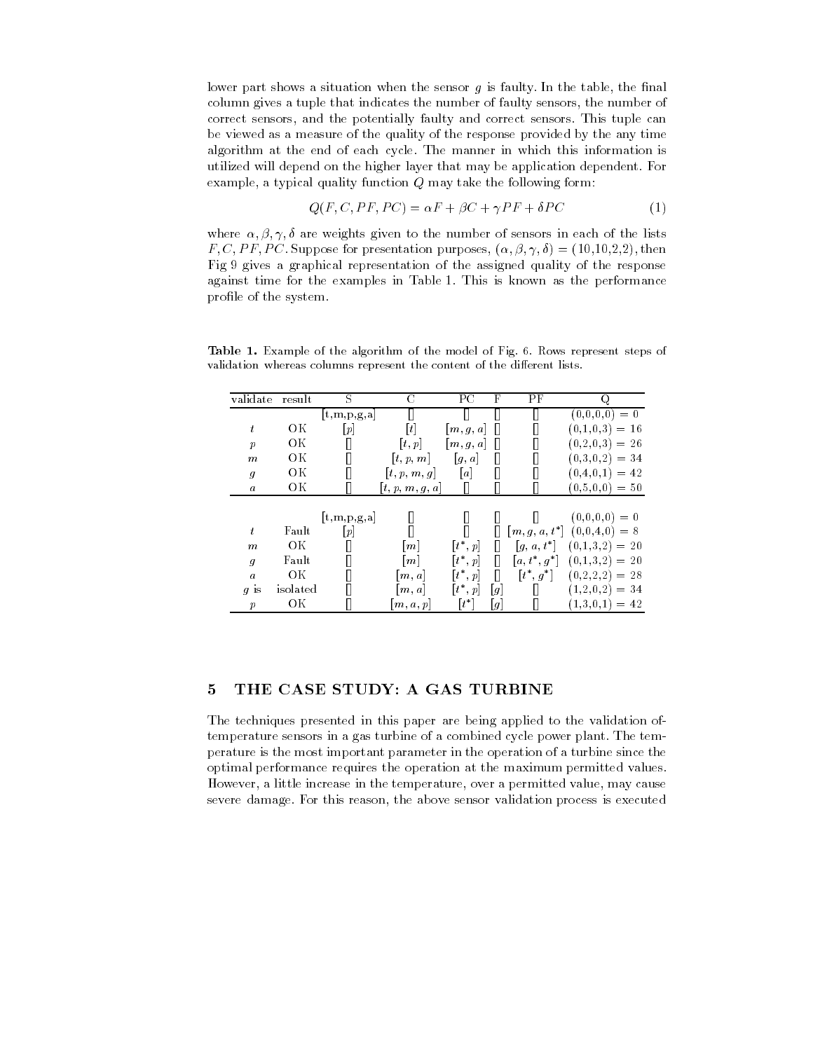lower part shows a situation when the sensor $g$ is faulty. In the table, the final column gives a tuple that indicates the number of faulty sensors, the number of correct sensors, and the potentially faulty and correct sensors. This tuple can be viewed as a measure of the quality of the response provided by the any time algorithm at the end of each cycle. The manner in which this information is utilized will depend on the higher layer that may be application dependent. For example, a typical quality function $Q$ may take the following form:

$$Q(F, C, PF, PC) = \alpha F + \beta C + \gamma PF + \delta PC \tag{1}$$

where $\alpha, \beta, \gamma, \delta$ are weights given to the number of sensors in each of the lists $F, C, PF, PC$. Suppose for presentation purposes, $(\alpha, \beta, \gamma, \delta) = (10,10,2,2)$, then Fig 9 gives a graphical representation of the assigned quality of the response against time for the examples in Table 1. This is known as the performance profile of the system.

**Table 1.** Example of the algorithm of the model of Fig. 6. Rows represent steps of validation whereas columns represent the content of the different lists.

| validate | result | S | C | PC | F | PF | Q |
|---|---|---|---|---|---|---|---|
| | | [t,m,p,g,a] | [] | [] | [] | [] | (0,0,0,0) = 0 |
| $t$ | OK | $[p]$ | $[t]$ | $[m, g, a]$ | [] | [] | (0,1,0,3) = 16 |
| $p$ | OK | [] | $[t, p]$ | $[m, g, a]$ | [] | [] | (0,2,0,3) = 26 |
| $m$ | OK | [] | $[t, p, m]$ | $[g, a]$ | [] | [] | (0,3,0,2) = 34 |
| $g$ | OK | [] | $[t, p, m, g]$ | $[a]$ | [] | [] | (0,4,0,1) = 42 |
| $a$ | OK | [] | $[t, p, m, g, a]$ | [] | [] | [] | (0,5,0,0) = 50 |
| | | | | | | | |
| | | [t,m,p,g,a] | [] | [] | [] | [] | (0,0,0,0) = 0 |
| $t$ | Fault | $[p]$ | [] | [] | [] | $[m, g, a, t^*]$ | (0,0,4,0) = 8 |
| $m$ | OK | [] | $[m]$ | $[t^*, p]$ | [] | $[g, a, t^*]$ | (0,1,3,2) = 20 |
| $g$ | Fault | [] | $[m]$ | $[t^*, p]$ | [] | $[a, t^*, g^*]$ | (0,1,3,2) = 20 |
| $a$ | OK | [] | $[m, a]$ | $[t^*, p]$ | [] | $[t^*, g^*]$ | (0,2,2,2) = 28 |
| $g$ is | isolated | [] | $[m, a]$ | $[t^*, p]$ | $[g]$ | [] | (1,2,0,2) = 34 |
| $p$ | OK | [] | $[m, a, p]$ | $[t^*]$ | $[g]$ | [] | (1,3,0,1) = 42 |

## 5 THE CASE STUDY: A GAS TURBINE

The techniques presented in this paper are being applied to the validation oftemperature sensors in a gas turbine of a combined cycle power plant. The temperature is the most important parameter in the operation of a turbine since the optimal performance requires the operation at the maximum permitted values. However, a little increase in the temperature, over a permitted value, may cause severe damage. For this reason, the above sensor validation process is executed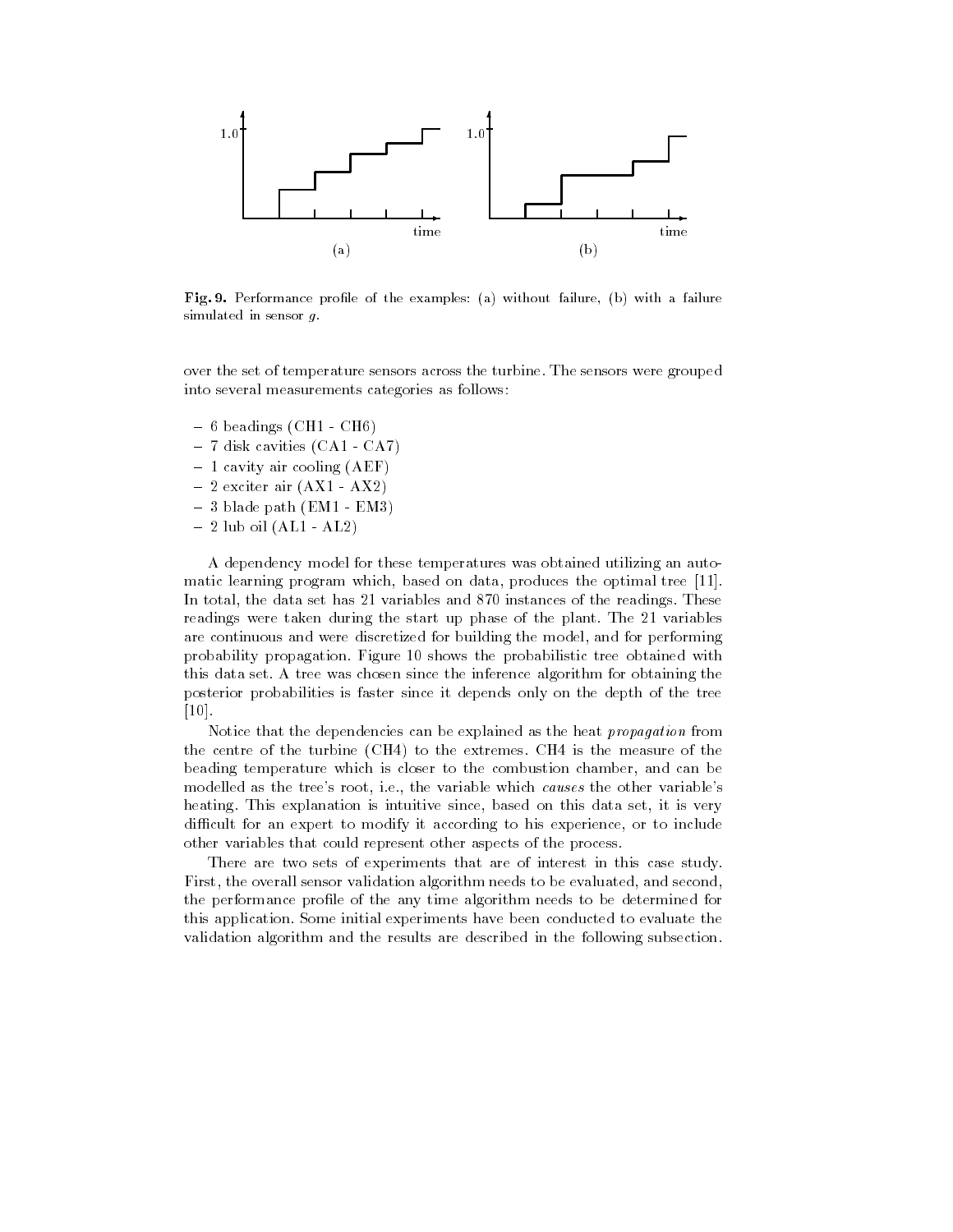**Fig. 9.** Performance profile of the examples: (a) without failure, (b) with a failure simulated in sensor $g$.

over the set of temperature sensors across the turbine. The sensors were grouped into several measurements categories as follows:

- 6 beadings (CH1 - CH6)
- 7 disk cavities (CA1 - CA7)
- 1 cavity air cooling (AEF)
- 2 exciter air (AX1 - AX2)
- 3 blade path (EM1 - EM3)
- 2 lub oil (AL1 - AL2)

A dependency model for these temperatures was obtained utilizing an automatic learning program which, based on data, produces the optimal tree [11]. In total, the data set has 21 variables and 870 instances of the readings. These readings were taken during the start up phase of the plant. The 21 variables are continuous and were discretized for building the model, and for performing probability propagation. Figure 10 shows the probabilistic tree obtained with this data set. A tree was chosen since the inference algorithm for obtaining the posterior probabilities is faster since it depends only on the depth of the tree [10].

Notice that the dependencies can be explained as the heat *propagation* from the centre of the turbine (CH4) to the extremes. CH4 is the measure of the beading temperature which is closer to the combustion chamber, and can be modelled as the tree's root, i.e., the variable which *causes* the other variable's heating. This explanation is intuitive since, based on this data set, it is very difficult for an expert to modify it according to his experience, or to include other variables that could represent other aspects of the process.

There are two sets of experiments that are of interest in this case study. First, the overall sensor validation algorithm needs to be evaluated, and second, the performance profile of the any time algorithm needs to be determined for this application. Some initial experiments have been conducted to evaluate the validation algorithm and the results are described in the following subsection.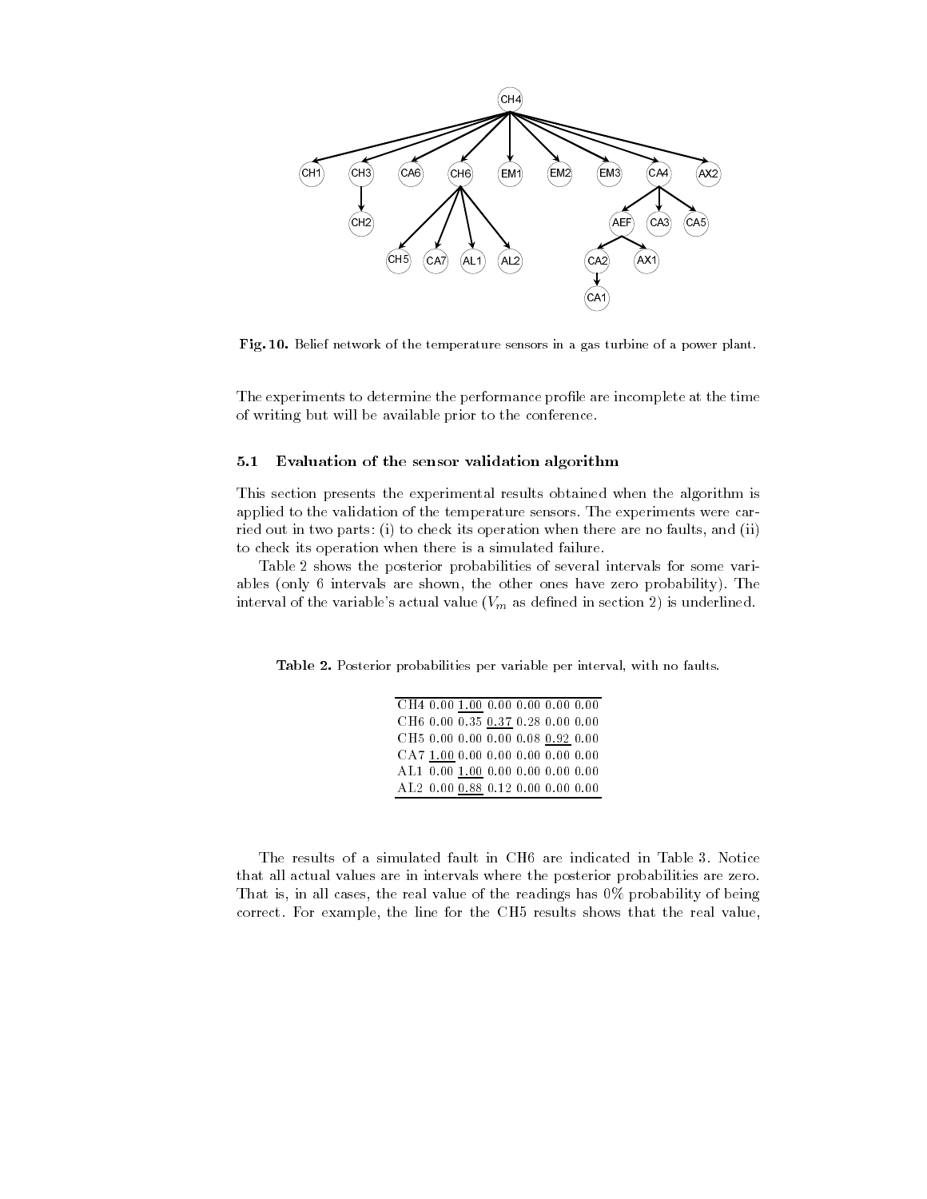Fig. 10. Belief network of the temperature sensors in a gas turbine of a power plant.

The experiments to determine the performance profile are incomplete at the time of writing but will be available prior to the conference.

### 5.1 Evaluation of the sensor validation algorithm

This section presents the experimental results obtained when the algorithm is applied to the validation of the temperature sensors. The experiments were carried out in two parts: (i) to check its operation when there are no faults, and (ii) to check its operation when there is a simulated failure.

Table 2 shows the posterior probabilities of several intervals for some variables (only 6 intervals are shown, the other ones have zero probability). The interval of the variable's actual value ($V_m$ as defined in section 2) is underlined.

**Table 2.** Posterior probabilities per variable per interval, with no faults.

| | | | | | | |
|---|---|---|---|---|---|---|
| CH4 | 0.00 | <u>1.00</u> | 0.00 | 0.00 | 0.00 | 0.00 |
| CH6 | 0.00 | 0.35 | <u>0.37</u> | 0.28 | 0.00 | 0.00 |
| CH5 | 0.00 | 0.00 | 0.00 | 0.08 | <u>0.92</u> | 0.00 |
| CA7 | <u>1.00</u> | 0.00 | 0.00 | 0.00 | 0.00 | 0.00 |
| AL1 | 0.00 | <u>1.00</u> | 0.00 | 0.00 | 0.00 | 0.00 |
| AL2 | 0.00 | <u>0.88</u> | 0.12 | 0.00 | 0.00 | 0.00 |

The results of a simulated fault in CH6 are indicated in Table 3. Notice that all actual values are in intervals where the posterior probabilities are zero. That is, in all cases, the real value of the readings has 0% probability of being correct. For example, the line for the CH5 results shows that the real value,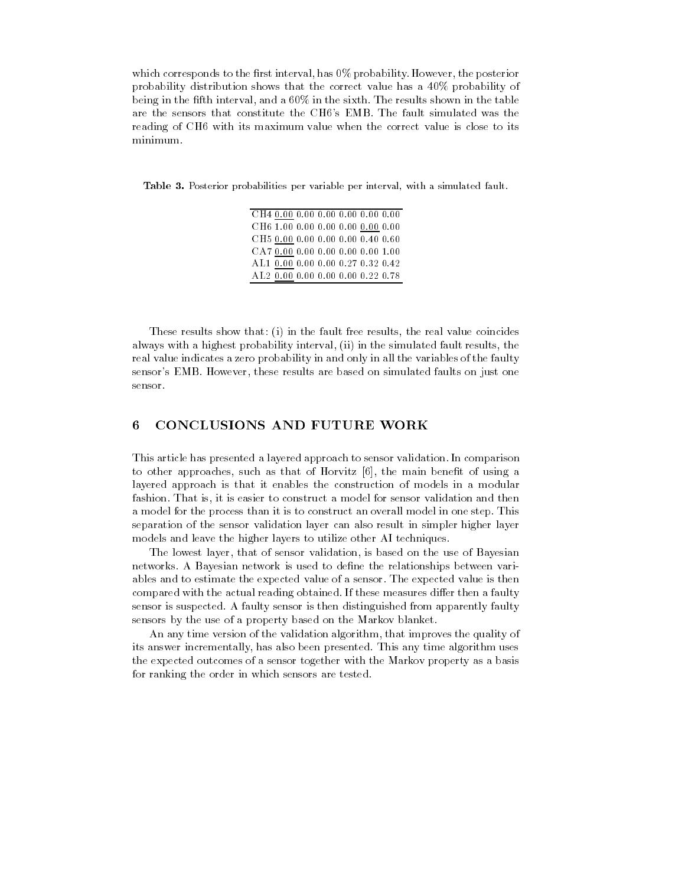which corresponds to the first interval, has 0% probability. However, the posterior probability distribution shows that the correct value has a 40% probability of being in the fifth interval, and a 60% in the sixth. The results shown in the table are the sensors that constitute the CH6's EMB. The fault simulated was the reading of CH6 with its maximum value when the correct value is close to its minimum.

**Table 3.** Posterior probabilities per variable per interval, with a simulated fault.

| | | | | | | |
|---|---|---|---|---|---|---|
| CH4 | <u>0.00</u> | 0.00 | 0.00 | 0.00 | 0.00 | 0.00 |
| CH6 | 1.00 | 0.00 | 0.00 | 0.00 | <u>0.00</u> | 0.00 |
| CH5 | <u>0.00</u> | 0.00 | 0.00 | 0.00 | 0.40 | 0.60 |
| CA7 | <u>0.00</u> | 0.00 | 0.00 | 0.00 | 0.00 | 1.00 |
| AL1 | <u>0.00</u> | 0.00 | 0.00 | 0.27 | 0.32 | 0.42 |
| AL2 | <u>0.00</u> | 0.00 | 0.00 | 0.00 | 0.22 | 0.78 |

These results show that: (i) in the fault free results, the real value coincides always with a highest probability interval, (ii) in the simulated fault results, the real value indicates a zero probability in and only in all the variables of the faulty sensor's EMB. However, these results are based on simulated faults on just one sensor.

## 6 CONCLUSIONS AND FUTURE WORK

This article has presented a layered approach to sensor validation. In comparison to other approaches, such as that of Horvitz [6], the main benefit of using a layered approach is that it enables the construction of models in a modular fashion. That is, it is easier to construct a model for sensor validation and then a model for the process than it is to construct an overall model in one step. This separation of the sensor validation layer can also result in simpler higher layer models and leave the higher layers to utilize other AI techniques.

The lowest layer, that of sensor validation, is based on the use of Bayesian networks. A Bayesian network is used to define the relationships between variables and to estimate the expected value of a sensor. The expected value is then compared with the actual reading obtained. If these measures differ then a faulty sensor is suspected. A faulty sensor is then distinguished from apparently faulty sensors by the use of a property based on the Markov blanket.

An any time version of the validation algorithm, that improves the quality of its answer incrementally, has also been presented. This any time algorithm uses the expected outcomes of a sensor together with the Markov property as a basis for ranking the order in which sensors are tested.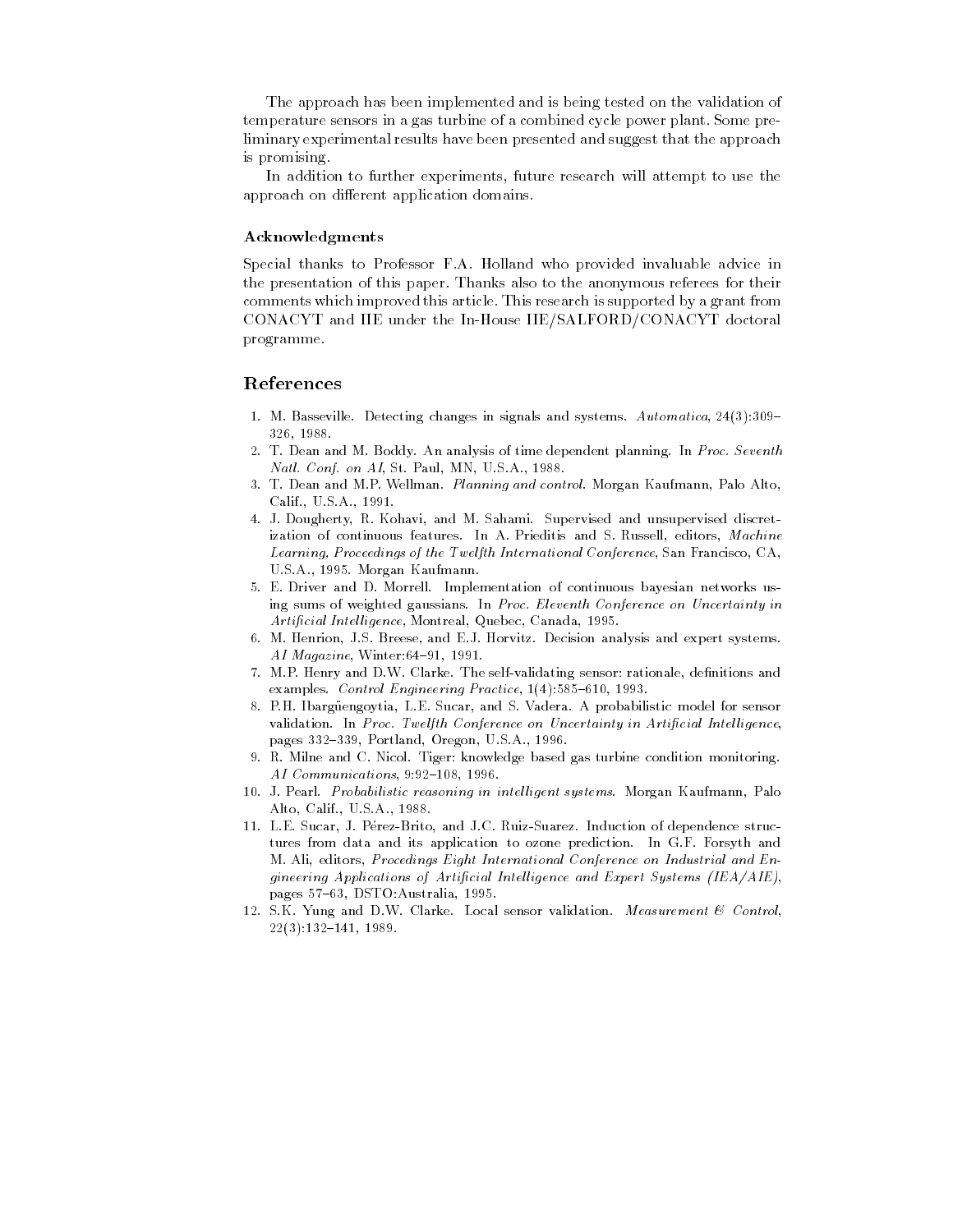The approach has been implemented and is being tested on the validation of temperature sensors in a gas turbine of a combined cycle power plant. Some preliminary experimental results have been presented and suggest that the approach is promising.

In addition to further experiments, future research will attempt to use the approach on different application domains.

### Acknowledgments

Special thanks to Professor F.A. Holland who provided invaluable advice in the presentation of this paper. Thanks also to the anonymous referees for their comments which improved this article. This research is supported by a grant from CONACYT and IIE under the In-House IIE/SALFORD/CONACYT doctoral programme.

## References

1. M. Basseville. Detecting changes in signals and systems. *Automatica*, 24(3):309–326, 1988.
2. T. Dean and M. Boddy. An analysis of time dependent planning. In *Proc. Seventh Natl. Conf. on AI*, St. Paul, MN, U.S.A., 1988.
3. T. Dean and M.P. Wellman. *Planning and control*. Morgan Kaufmann, Palo Alto, Calif., U.S.A., 1991.
4. J. Dougherty, R. Kohavi, and M. Sahami. Supervised and unsupervised discretization of continuous features. In A. Prieditis and S. Russell, editors, *Machine Learning, Proceedings of the Twelfth International Conference*, San Francisco, CA, U.S.A., 1995. Morgan Kaufmann.
5. E. Driver and D. Morrell. Implementation of continuous bayesian networks using sums of weighted gaussians. In *Proc. Eleventh Conference on Uncertainty in Artificial Intelligence*, Montreal, Quebec, Canada, 1995.
6. M. Henrion, J.S. Breese, and E.J. Horvitz. Decision analysis and expert systems. *AI Magazine*, Winter:64–91, 1991.
7. M.P. Henry and D.W. Clarke. The self-validating sensor: rationale, definitions and examples. *Control Engineering Practice*, 1(4):585–610, 1993.
8. P.H. Ibargüengoytia, L.E. Sucar, and S. Vadera. A probabilistic model for sensor validation. In *Proc. Twelfth Conference on Uncertainty in Artificial Intelligence*, pages 332–339, Portland, Oregon, U.S.A., 1996.
9. R. Milne and C. Nicol. Tiger: knowledge based gas turbine condition monitoring. *AI Communications*, 9:92–108, 1996.
10. J. Pearl. *Probabilistic reasoning in intelligent systems*. Morgan Kaufmann, Palo Alto, Calif., U.S.A., 1988.
11. L.E. Sucar, J. Pérez-Brito, and J.C. Ruiz-Suarez. Induction of dependence structures from data and its application to ozone prediction. In G.F. Forsyth and M. Ali, editors, *Procedings Eight International Conference on Industrial and Engineering Applications of Artificial Intelligence and Expert Systems (IEA/AIE)*, pages 57–63, DSTO:Australia, 1995.
12. S.K. Yung and D.W. Clarke. Local sensor validation. *Measurement & Control*, 22(3):132–141, 1989.